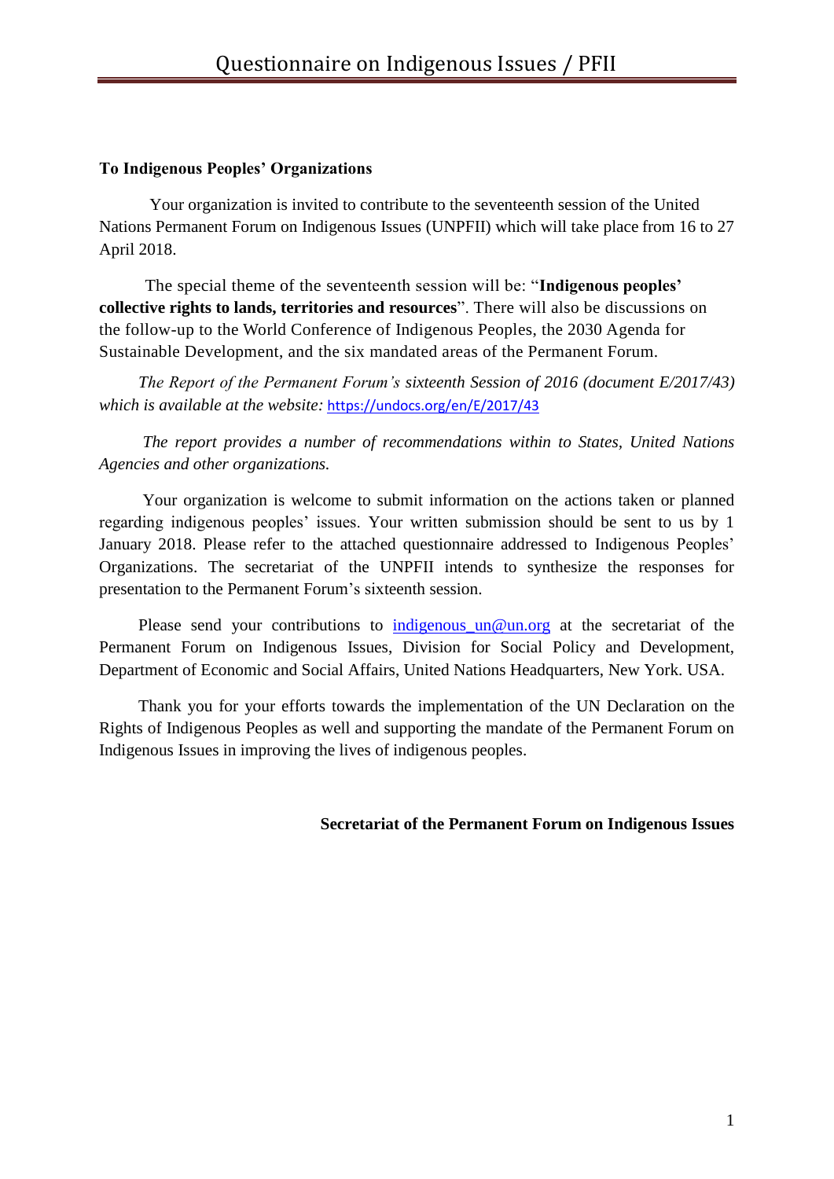# Questionnaire on Indigenous Issues / PFII

**To Indigenous Peoples' Organizations**

Your organization is invited to contribute to the seventeenth session of the United Nations Permanent Forum on Indigenous Issues (UNPFII) which will take place from 16 to 27 April 2018.

The special theme of the seventeenth session will be: "**Indigenous peoples' collective rights to lands, territories and resources**". There will also be discussions on the follow-up to the World Conference of Indigenous Peoples, the 2030 Agenda for Sustainable Development, and the six mandated areas of the Permanent Forum.

*The Report of the Permanent Forum's sixteenth Session of 2016 (document E/2017/43) which is available at the website:* https://undocs.org/en/E/2017/43

*The report provides a number of recommendations within to States, United Nations Agencies and other organizations.*

Your organization is welcome to submit information on the actions taken or planned regarding indigenous peoples' issues. Your written submission should be sent to us by 1 January 2018. Please refer to the attached questionnaire addressed to Indigenous Peoples' Organizations. The secretariat of the UNPFII intends to synthesize the responses for presentation to the Permanent Forum's sixteenth session.

Please send your contributions to indigenous_un@un.org at the secretariat of the Permanent Forum on Indigenous Issues, Division for Social Policy and Development, Department of Economic and Social Affairs, United Nations Headquarters, New York. USA.

Thank you for your efforts towards the implementation of the UN Declaration on the Rights of Indigenous Peoples as well and supporting the mandate of the Permanent Forum on Indigenous Issues in improving the lives of indigenous peoples.

**Secretariat of the Permanent Forum on Indigenous Issues**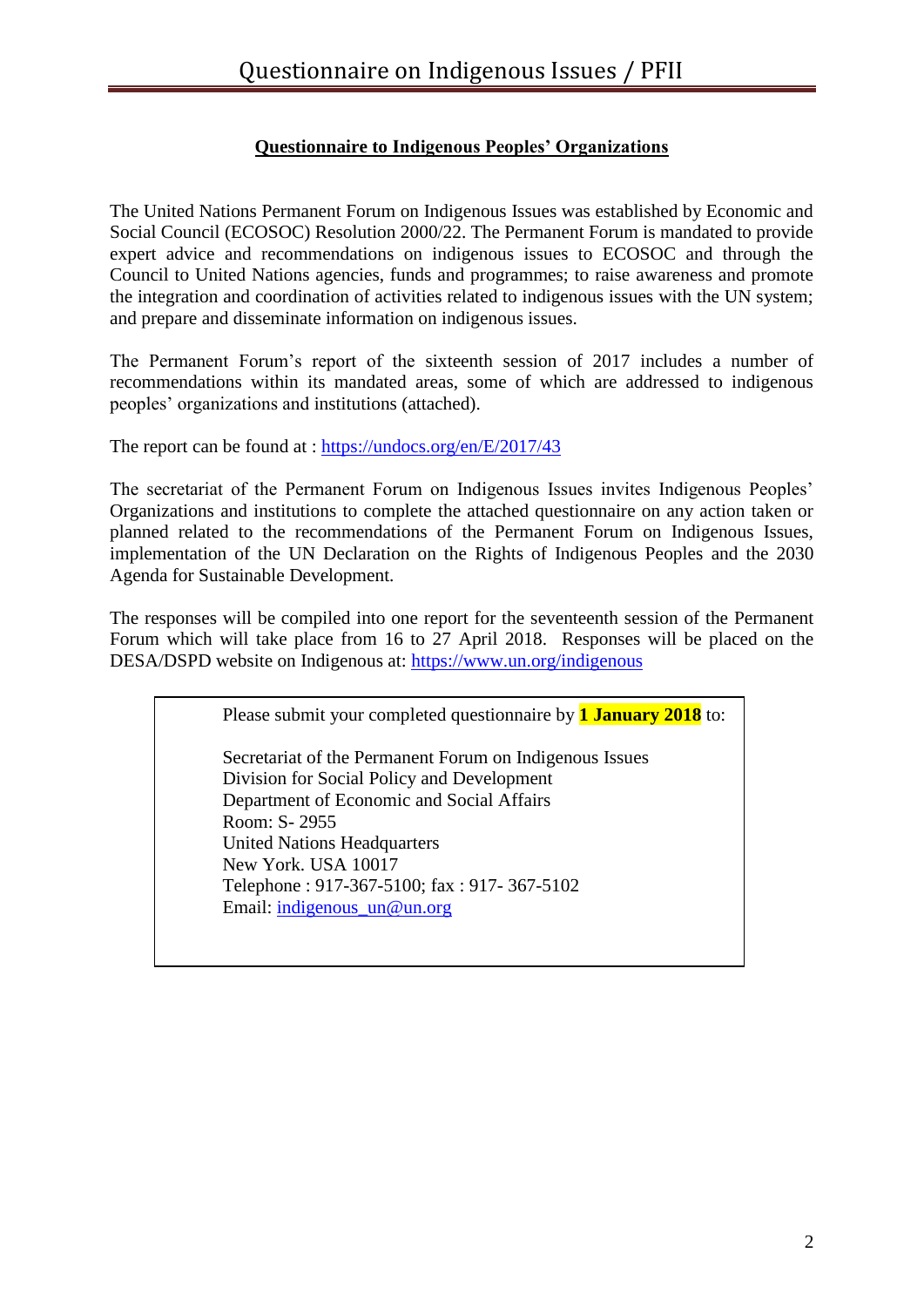## **Questionnaire to Indigenous Peoples' Organizations**

The United Nations Permanent Forum on Indigenous Issues was established by Economic and Social Council (ECOSOC) Resolution 2000/22. The Permanent Forum is mandated to provide expert advice and recommendations on indigenous issues to ECOSOC and through the Council to United Nations agencies, funds and programmes; to raise awareness and promote the integration and coordination of activities related to indigenous issues with the UN system; and prepare and disseminate information on indigenous issues.

The Permanent Forum's report of the sixteenth session of 2017 includes a number of recommendations within its mandated areas, some of which are addressed to indigenous peoples' organizations and institutions (attached).

The report can be found at : https://undocs.org/en/E/2017/43

The secretariat of the Permanent Forum on Indigenous Issues invites Indigenous Peoples' Organizations and institutions to complete the attached questionnaire on any action taken or planned related to the recommendations of the Permanent Forum on Indigenous Issues, implementation of the UN Declaration on the Rights of Indigenous Peoples and the 2030 Agenda for Sustainable Development.

The responses will be compiled into one report for the seventeenth session of the Permanent Forum which will take place from 16 to 27 April 2018. Responses will be placed on the DESA/DSPD website on Indigenous at: https://www.un.org/indigenous

Please submit your completed questionnaire by **1 January 2018** to:

Secretariat of the Permanent Forum on Indigenous Issues
Division for Social Policy and Development
Department of Economic and Social Affairs
Room: S- 2955
United Nations Headquarters
New York. USA 10017
Telephone : 917-367-5100; fax : 917- 367-5102
Email: indigenous_un@un.org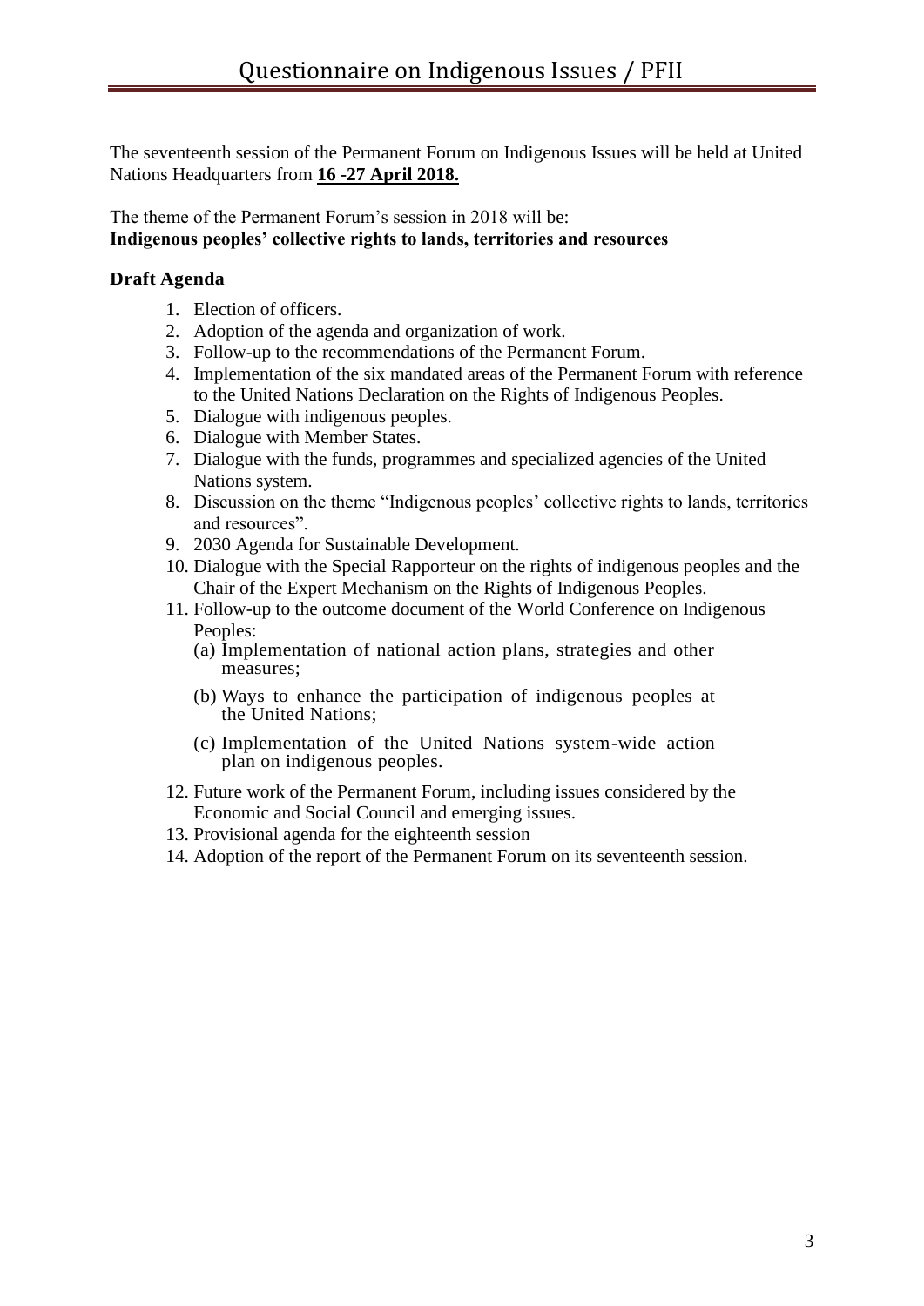The seventeenth session of the Permanent Forum on Indigenous Issues will be held at United Nations Headquarters from **16 -27 April 2018.**

The theme of the Permanent Forum's session in 2018 will be:
**Indigenous peoples' collective rights to lands, territories and resources**

### Draft Agenda

1. Election of officers.
2. Adoption of the agenda and organization of work.
3. Follow-up to the recommendations of the Permanent Forum.
4. Implementation of the six mandated areas of the Permanent Forum with reference to the United Nations Declaration on the Rights of Indigenous Peoples.
5. Dialogue with indigenous peoples.
6. Dialogue with Member States.
7. Dialogue with the funds, programmes and specialized agencies of the United Nations system.
8. Discussion on the theme "Indigenous peoples' collective rights to lands, territories and resources".
9. 2030 Agenda for Sustainable Development.
10. Dialogue with the Special Rapporteur on the rights of indigenous peoples and the Chair of the Expert Mechanism on the Rights of Indigenous Peoples.
11. Follow-up to the outcome document of the World Conference on Indigenous Peoples:
    - (a) Implementation of national action plans, strategies and other measures;
    - (b) Ways to enhance the participation of indigenous peoples at the United Nations;
    - (c) Implementation of the United Nations system-wide action plan on indigenous peoples.
12. Future work of the Permanent Forum, including issues considered by the Economic and Social Council and emerging issues.
13. Provisional agenda for the eighteenth session
14. Adoption of the report of the Permanent Forum on its seventeenth session.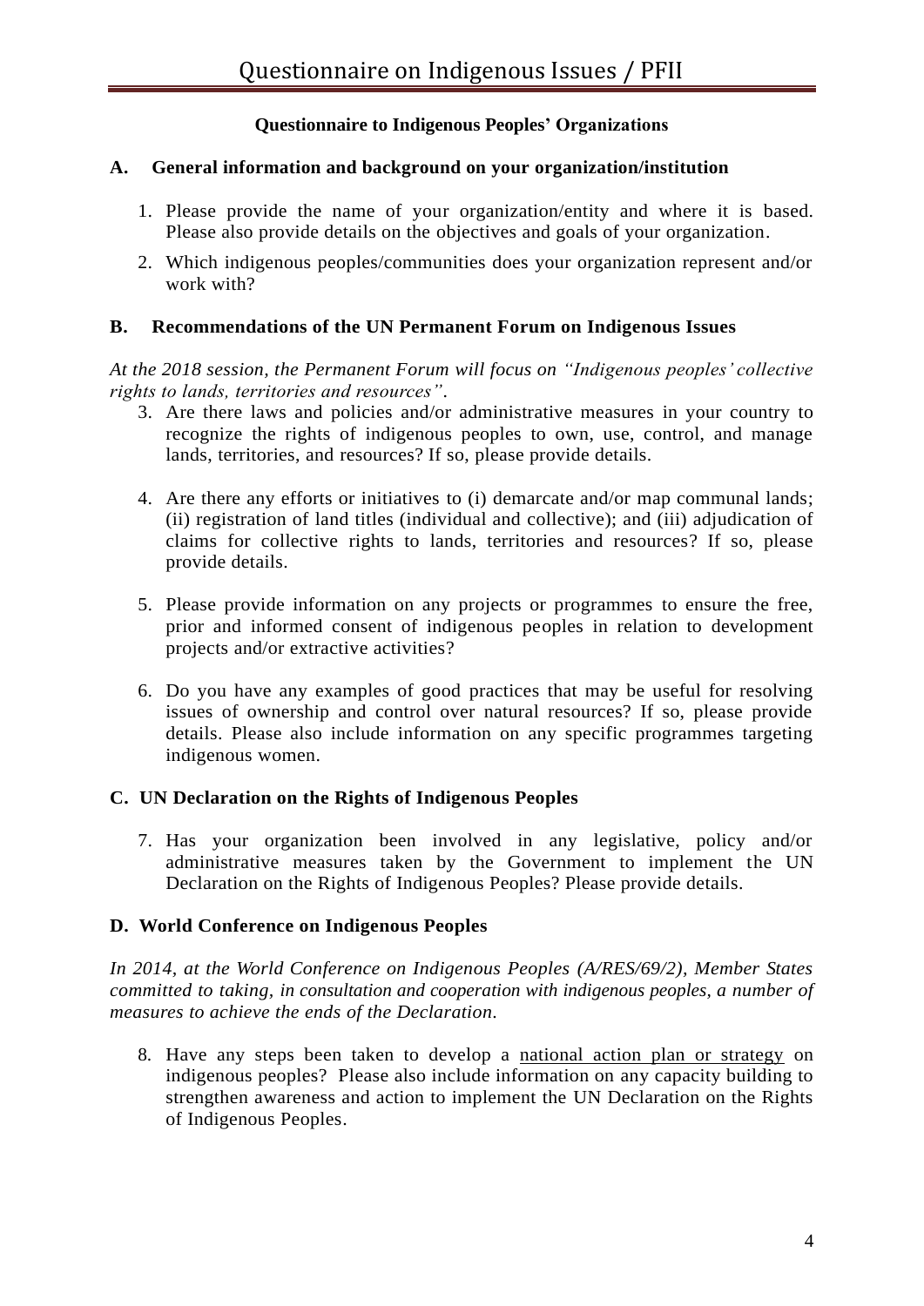## Questionnaire to Indigenous Peoples' Organizations

### A. General information and background on your organization/institution

1. Please provide the name of your organization/entity and where it is based. Please also provide details on the objectives and goals of your organization.
2. Which indigenous peoples/communities does your organization represent and/or work with?

### B. Recommendations of the UN Permanent Forum on Indigenous Issues

*At the 2018 session, the Permanent Forum will focus on "Indigenous peoples' collective rights to lands, territories and resources".*

3. Are there laws and policies and/or administrative measures in your country to recognize the rights of indigenous peoples to own, use, control, and manage lands, territories, and resources? If so, please provide details.
4. Are there any efforts or initiatives to (i) demarcate and/or map communal lands; (ii) registration of land titles (individual and collective); and (iii) adjudication of claims for collective rights to lands, territories and resources? If so, please provide details.
5. Please provide information on any projects or programmes to ensure the free, prior and informed consent of indigenous peoples in relation to development projects and/or extractive activities?
6. Do you have any examples of good practices that may be useful for resolving issues of ownership and control over natural resources? If so, please provide details. Please also include information on any specific programmes targeting indigenous women.

### C. UN Declaration on the Rights of Indigenous Peoples

7. Has your organization been involved in any legislative, policy and/or administrative measures taken by the Government to implement the UN Declaration on the Rights of Indigenous Peoples? Please provide details.

### D. World Conference on Indigenous Peoples

*In 2014, at the World Conference on Indigenous Peoples (A/RES/69/2), Member States committed to taking, in consultation and cooperation with indigenous peoples, a number of measures to achieve the ends of the Declaration.*

8. Have any steps been taken to develop a <u>national action plan or strategy</u> on indigenous peoples? Please also include information on any capacity building to strengthen awareness and action to implement the UN Declaration on the Rights of Indigenous Peoples.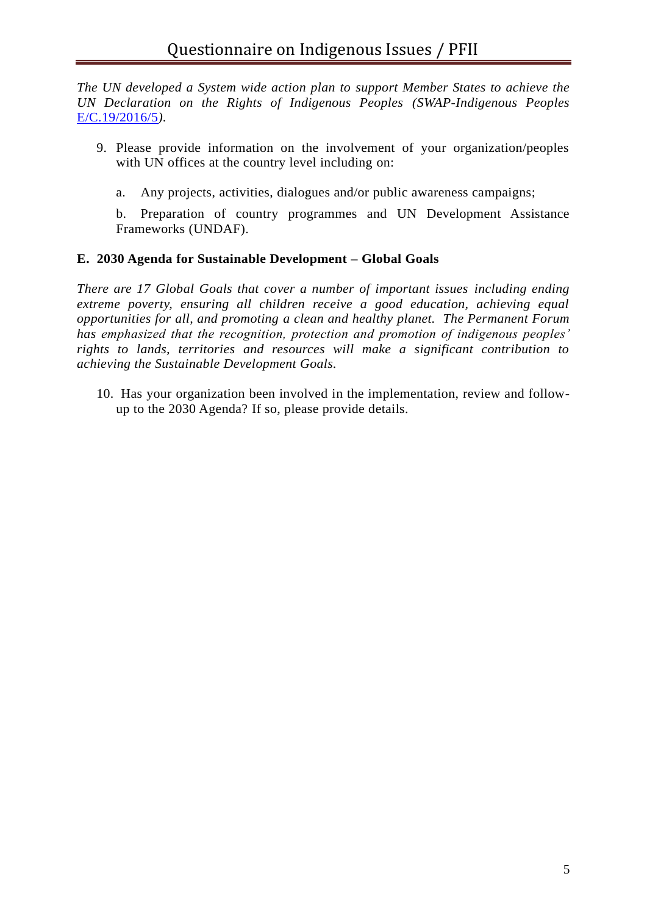*The UN developed a System wide action plan to support Member States to achieve the UN Declaration on the Rights of Indigenous Peoples (SWAP-Indigenous Peoples* [E/C.19/2016/5](E/C.19/2016/5)*).*

9. Please provide information on the involvement of your organization/peoples with UN offices at the country level including on:

   a. Any projects, activities, dialogues and/or public awareness campaigns;

   b. Preparation of country programmes and UN Development Assistance Frameworks (UNDAF).

**E. 2030 Agenda for Sustainable Development – Global Goals**

*There are 17 Global Goals that cover a number of important issues including ending extreme poverty, ensuring all children receive a good education, achieving equal opportunities for all, and promoting a clean and healthy planet. The Permanent Forum has emphasized that the recognition, protection and promotion of indigenous peoples' rights to lands, territories and resources will make a significant contribution to achieving the Sustainable Development Goals.*

10. Has your organization been involved in the implementation, review and follow-up to the 2030 Agenda? If so, please provide details.